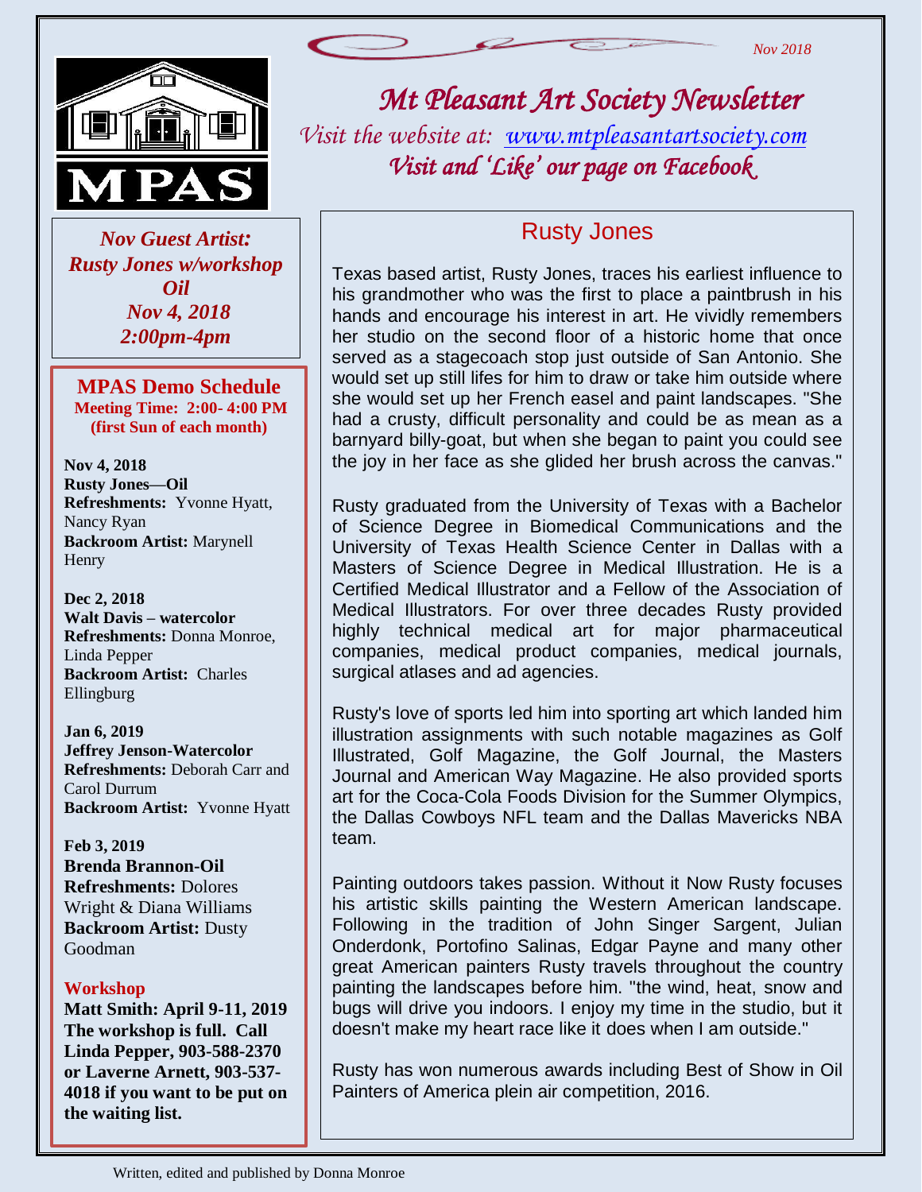Nov 2018

# Mt Pleasant Art Society Newsletter

*Visit the website at: www.mtpleasantartsociety.com*

*Visit and 'Like' our page on Facebook*

MPAS

***Nov Guest Artist:***
***Rusty Jones w/workshop***
***Oil***
***Nov 4, 2018***
***2:00pm-4pm***

## MPAS Demo Schedule

**Meeting Time: 2:00- 4:00 PM**
**(first Sun of each month)**

**Nov 4, 2018**
**Rusty Jones—Oil**
**Refreshments:** Yvonne Hyatt, Nancy Ryan
**Backroom Artist:** Marynell Henry

**Dec 2, 2018**
**Walt Davis – watercolor**
**Refreshments:** Donna Monroe, Linda Pepper
**Backroom Artist:** Charles Ellingburg

**Jan 6, 2019**
**Jeffrey Jenson-Watercolor**
**Refreshments:** Deborah Carr and Carol Durrum
**Backroom Artist:** Yvonne Hyatt

**Feb 3, 2019**
**Brenda Brannon-Oil**
**Refreshments:** Dolores Wright & Diana Williams
**Backroom Artist:** Dusty Goodman

**Workshop**

**Matt Smith: April 9-11, 2019 The workshop is full. Call Linda Pepper, 903-588-2370 or Laverne Arnett, 903-537-4018 if you want to be put on the waiting list.**

## Rusty Jones

Texas based artist, Rusty Jones, traces his earliest influence to his grandmother who was the first to place a paintbrush in his hands and encourage his interest in art. He vividly remembers her studio on the second floor of a historic home that once served as a stagecoach stop just outside of San Antonio. She would set up still lifes for him to draw or take him outside where she would set up her French easel and paint landscapes. "She had a crusty, difficult personality and could be as mean as a barnyard billy-goat, but when she began to paint you could see the joy in her face as she glided her brush across the canvas."

Rusty graduated from the University of Texas with a Bachelor of Science Degree in Biomedical Communications and the University of Texas Health Science Center in Dallas with a Masters of Science Degree in Medical Illustration. He is a Certified Medical Illustrator and a Fellow of the Association of Medical Illustrators. For over three decades Rusty provided highly technical medical art for major pharmaceutical companies, medical product companies, medical journals, surgical atlases and ad agencies.

Rusty's love of sports led him into sporting art which landed him illustration assignments with such notable magazines as Golf Illustrated, Golf Magazine, the Golf Journal, the Masters Journal and American Way Magazine. He also provided sports art for the Coca-Cola Foods Division for the Summer Olympics, the Dallas Cowboys NFL team and the Dallas Mavericks NBA team.

Painting outdoors takes passion. Without it Now Rusty focuses his artistic skills painting the Western American landscape. Following in the tradition of John Singer Sargent, Julian Onderdonk, Portofino Salinas, Edgar Payne and many other great American painters Rusty travels throughout the country painting the landscapes before him. "the wind, heat, snow and bugs will drive you indoors. I enjoy my time in the studio, but it doesn't make my heart race like it does when I am outside."

Rusty has won numerous awards including Best of Show in Oil Painters of America plein air competition, 2016.

Written, edited and published by Donna Monroe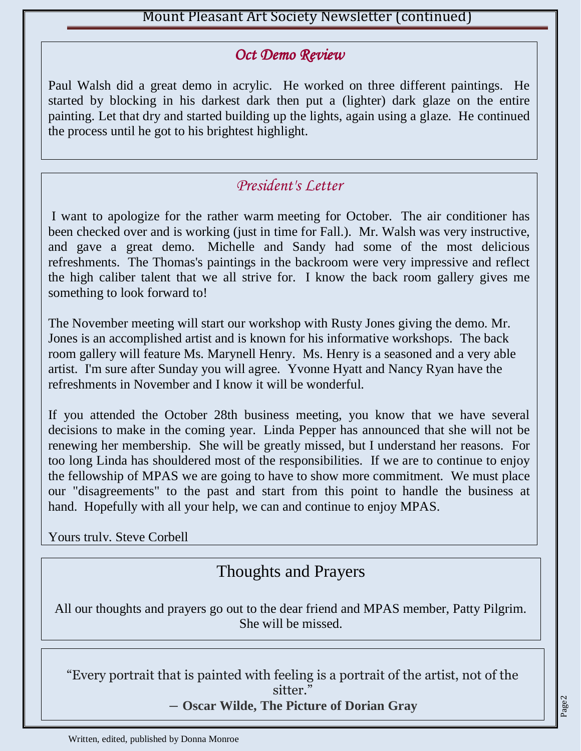## *Oct Demo Review*

Paul Walsh did a great demo in acrylic. He worked on three different paintings. He started by blocking in his darkest dark then put a (lighter) dark glaze on the entire painting. Let that dry and started building up the lights, again using a glaze. He continued the process until he got to his brightest highlight.

## *President's Letter*

I want to apologize for the rather warm meeting for October. The air conditioner has been checked over and is working (just in time for Fall.). Mr. Walsh was very instructive, and gave a great demo. Michelle and Sandy had some of the most delicious refreshments. The Thomas's paintings in the backroom were very impressive and reflect the high caliber talent that we all strive for. I know the back room gallery gives me something to look forward to!

The November meeting will start our workshop with Rusty Jones giving the demo. Mr. Jones is an accomplished artist and is known for his informative workshops. The back room gallery will feature Ms. Marynell Henry. Ms. Henry is a seasoned and a very able artist. I'm sure after Sunday you will agree. Yvonne Hyatt and Nancy Ryan have the refreshments in November and I know it will be wonderful.

If you attended the October 28th business meeting, you know that we have several decisions to make in the coming year. Linda Pepper has announced that she will not be renewing her membership. She will be greatly missed, but I understand her reasons. For too long Linda has shouldered most of the responsibilities. If we are to continue to enjoy the fellowship of MPAS we are going to have to show more commitment. We must place our "disagreements" to the past and start from this point to handle the business at hand. Hopefully with all your help, we can and continue to enjoy MPAS.

Yours truly, Steve Corbell

## Thoughts and Prayers

All our thoughts and prayers go out to the dear friend and MPAS member, Patty Pilgrim. She will be missed.

"Every portrait that is painted with feeling is a portrait of the artist, not of the sitter."
― **Oscar Wilde, The Picture of Dorian Gray**

Written, edited, published by Donna Monroe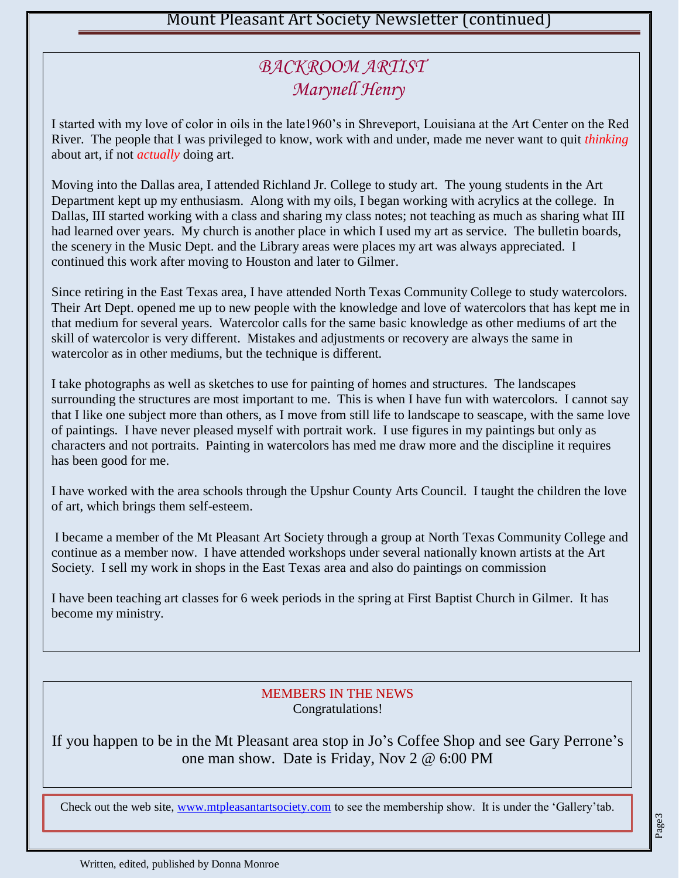# BACKROOM ARTIST
## Marynell Henry

I started with my love of color in oils in the late1960's in Shreveport, Louisiana at the Art Center on the Red River. The people that I was privileged to know, work with and under, made me never want to quit *thinking* about art, if not *actually* doing art.

Moving into the Dallas area, I attended Richland Jr. College to study art. The young students in the Art Department kept up my enthusiasm. Along with my oils, I began working with acrylics at the college. In Dallas, III started working with a class and sharing my class notes; not teaching as much as sharing what III had learned over years. My church is another place in which I used my art as service. The bulletin boards, the scenery in the Music Dept. and the Library areas were places my art was always appreciated. I continued this work after moving to Houston and later to Gilmer.

Since retiring in the East Texas area, I have attended North Texas Community College to study watercolors. Their Art Dept. opened me up to new people with the knowledge and love of watercolors that has kept me in that medium for several years. Watercolor calls for the same basic knowledge as other mediums of art the skill of watercolor is very different. Mistakes and adjustments or recovery are always the same in watercolor as in other mediums, but the technique is different.

I take photographs as well as sketches to use for painting of homes and structures. The landscapes surrounding the structures are most important to me. This is when I have fun with watercolors. I cannot say that I like one subject more than others, as I move from still life to landscape to seascape, with the same love of paintings. I have never pleased myself with portrait work. I use figures in my paintings but only as characters and not portraits. Painting in watercolors has med me draw more and the discipline it requires has been good for me.

I have worked with the area schools through the Upshur County Arts Council. I taught the children the love of art, which brings them self-esteem.

I became a member of the Mt Pleasant Art Society through a group at North Texas Community College and continue as a member now. I have attended workshops under several nationally known artists at the Art Society. I sell my work in shops in the East Texas area and also do paintings on commission

I have been teaching art classes for 6 week periods in the spring at First Baptist Church in Gilmer. It has become my ministry.

## MEMBERS IN THE NEWS

Congratulations!

If you happen to be in the Mt Pleasant area stop in Jo's Coffee Shop and see Gary Perrone's one man show. Date is Friday, Nov 2 @ 6:00 PM

Check out the web site, www.mtpleasantartsociety.com to see the membership show. It is under the 'Gallery'tab.

Written, edited, published by Donna Monroe